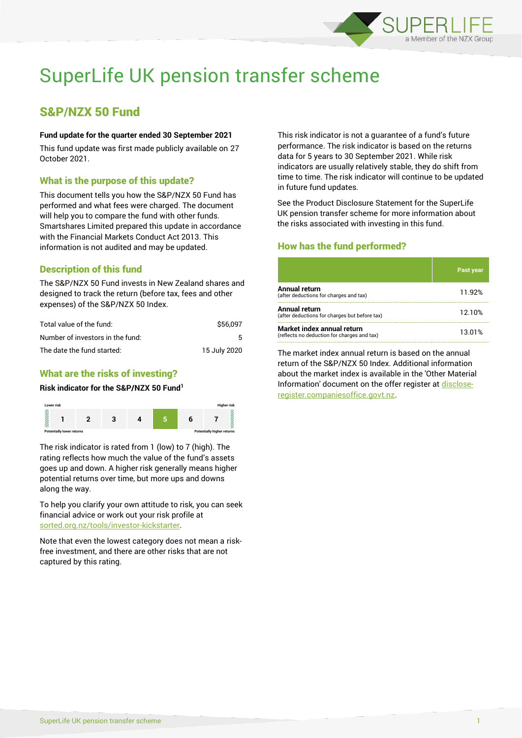# SuperLife UK pension transfer scheme

## S&P/NZX 50 Fund

**Fund update for the quarter ended 30 September 2021**

This fund update was first made publicly available on 27 October 2021.

### What is the purpose of this update?

This document tells you how the S&P/NZX 50 Fund has performed and what fees were charged. The document will help you to compare the fund with other funds. Smartshares Limited prepared this update in accordance with the Financial Markets Conduct Act 2013. This information is not audited and may be updated.

### Description of this fund

The S&P/NZX 50 Fund invests in New Zealand shares and designed to track the return (before tax, fees and other expenses) of the S&P/NZX 50 Index.

| | |
|---|---|
| Total value of the fund: | $56,097 |
| Number of investors in the fund: | 5 |
| The date the fund started: | 15 July 2020 |

### What are the risks of investing?

**Risk indicator for the S&P/NZX 50 Fund[1]**

| Lower risk | | | | | | Higher risk |
|---|---|---|---|---|---|---|
| 1 | 2 | 3 | 4 | **5** | 6 | 7 |
| Potentially lower returns | | | | | | Potentially higher returns |

The risk indicator is rated from 1 (low) to 7 (high). The rating reflects how much the value of the fund's assets goes up and down. A higher risk generally means higher potential returns over time, but more ups and downs along the way.

To help you clarify your own attitude to risk, you can seek financial advice or work out your risk profile at sorted.org.nz/tools/investor-kickstarter.

Note that even the lowest category does not mean a risk-free investment, and there are other risks that are not captured by this rating.

This risk indicator is not a guarantee of a fund's future performance. The risk indicator is based on the returns data for 5 years to 30 September 2021. While risk indicators are usually relatively stable, they do shift from time to time. The risk indicator will continue to be updated in future fund updates.

See the Product Disclosure Statement for the SuperLife UK pension transfer scheme for more information about the risks associated with investing in this fund.

### How has the fund performed?

| | Past year |
|---|---|
| **Annual return** (after deductions for charges and tax) | 11.92% |
| **Annual return** (after deductions for charges but before tax) | 12.10% |
| **Market index annual return** (reflects no deduction for charges and tax) | 13.01% |

The market index annual return is based on the annual return of the S&P/NZX 50 Index. Additional information about the market index is available in the 'Other Material Information' document on the offer register at disclose-register.companiesoffice.govt.nz.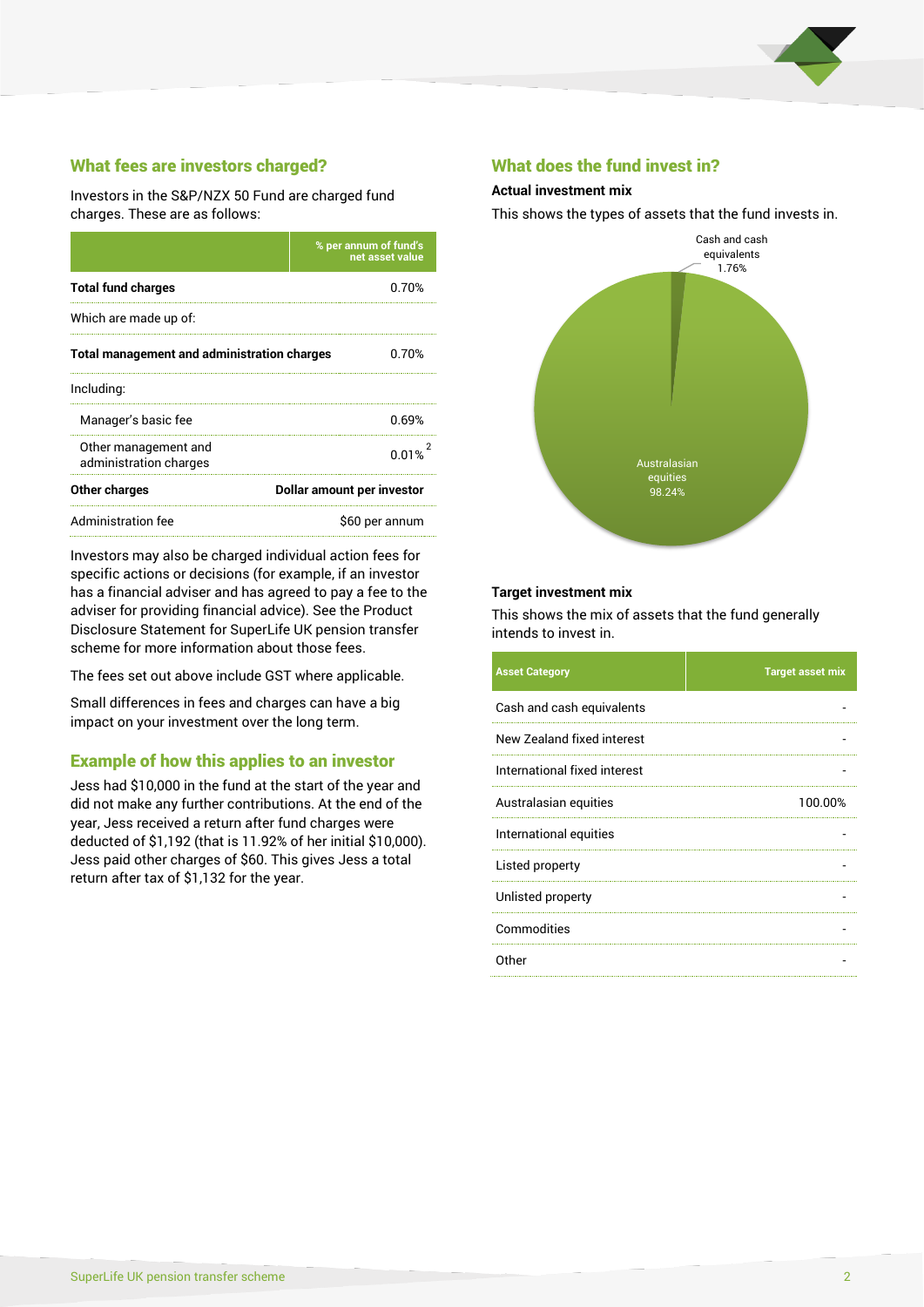## What fees are investors charged?

Investors in the S&P/NZX 50 Fund are charged fund charges. These are as follows:

| | % per annum of fund's net asset value |
|---|---|
| **Total fund charges** | 0.70% |
| Which are made up of: | |
| **Total management and administration charges** | 0.70% |
| Including: | |
| Manager's basic fee | 0.69% |
| Other management and administration charges | 0.01% [2] |
| **Other charges** | **Dollar amount per investor** |
| Administration fee | $60 per annum |

Investors may also be charged individual action fees for specific actions or decisions (for example, if an investor has a financial adviser and has agreed to pay a fee to the adviser for providing financial advice). See the Product Disclosure Statement for SuperLife UK pension transfer scheme for more information about those fees.

The fees set out above include GST where applicable.

Small differences in fees and charges can have a big impact on your investment over the long term.

## Example of how this applies to an investor

Jess had $10,000 in the fund at the start of the year and did not make any further contributions. At the end of the year, Jess received a return after fund charges were deducted of $1,192 (that is 11.92% of her initial $10,000). Jess paid other charges of $60. This gives Jess a total return after tax of $1,132 for the year.

## What does the fund invest in?

### Actual investment mix

This shows the types of assets that the fund invests in.

Cash and cash equivalents 1.76%

Australasian equities 98.24%

### Target investment mix

This shows the mix of assets that the fund generally intends to invest in.

| Asset Category | Target asset mix |
|---|---|
| Cash and cash equivalents | - |
| New Zealand fixed interest | - |
| International fixed interest | - |
| Australasian equities | 100.00% |
| International equities | - |
| Listed property | - |
| Unlisted property | - |
| Commodities | - |
| Other | - |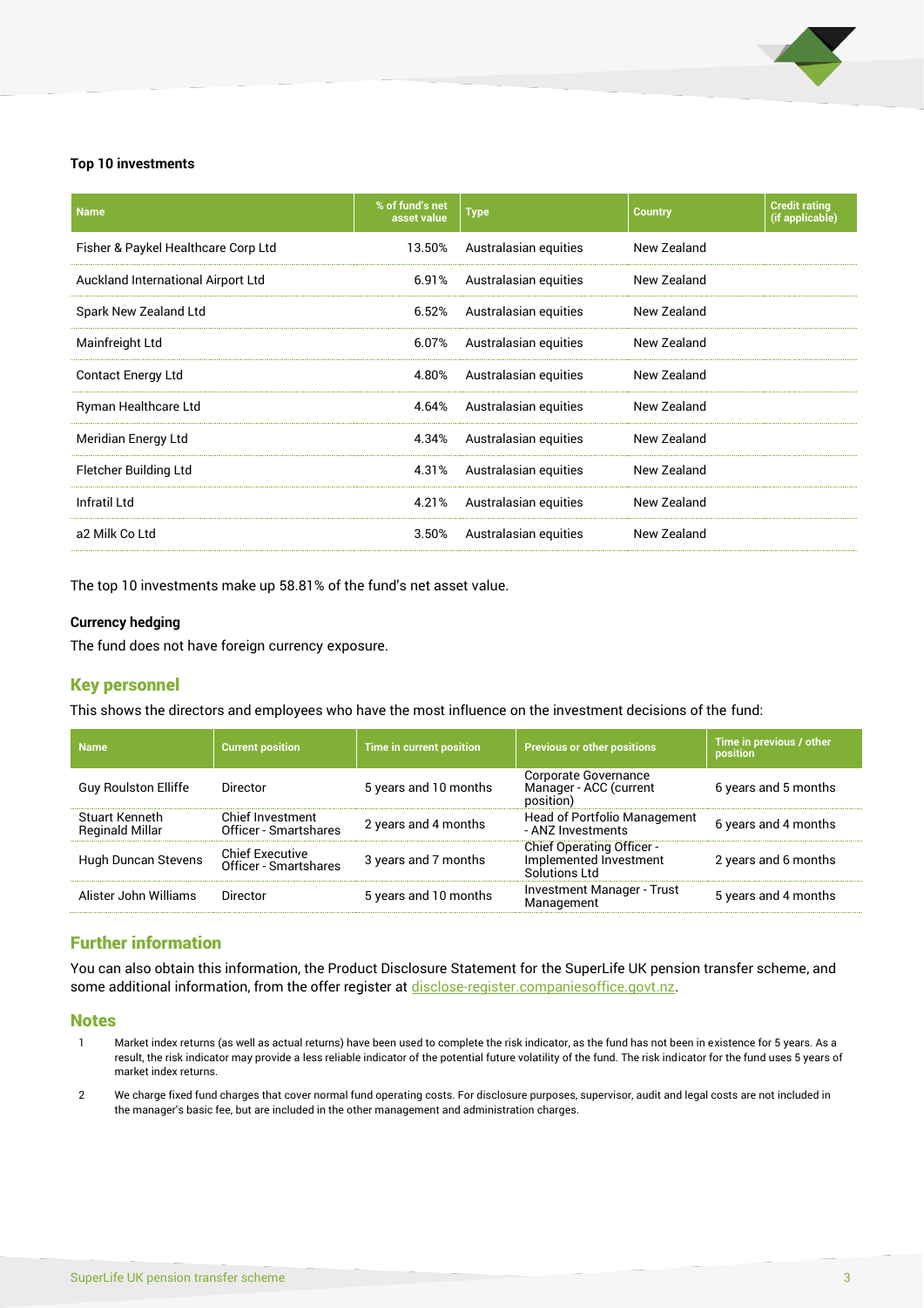### Top 10 investments

| Name | % of fund's net asset value | Type | Country | Credit rating (if applicable) |
|---|---|---|---|---|
| Fisher & Paykel Healthcare Corp Ltd | 13.50% | Australasian equities | New Zealand | |
| Auckland International Airport Ltd | 6.91% | Australasian equities | New Zealand | |
| Spark New Zealand Ltd | 6.52% | Australasian equities | New Zealand | |
| Mainfreight Ltd | 6.07% | Australasian equities | New Zealand | |
| Contact Energy Ltd | 4.80% | Australasian equities | New Zealand | |
| Ryman Healthcare Ltd | 4.64% | Australasian equities | New Zealand | |
| Meridian Energy Ltd | 4.34% | Australasian equities | New Zealand | |
| Fletcher Building Ltd | 4.31% | Australasian equities | New Zealand | |
| Infratil Ltd | 4.21% | Australasian equities | New Zealand | |
| a2 Milk Co Ltd | 3.50% | Australasian equities | New Zealand | |

The top 10 investments make up 58.81% of the fund's net asset value.

### Currency hedging

The fund does not have foreign currency exposure.

## Key personnel

This shows the directors and employees who have the most influence on the investment decisions of the fund:

| Name | Current position | Time in current position | Previous or other positions | Time in previous / other position |
|---|---|---|---|---|
| Guy Roulston Elliffe | Director | 5 years and 10 months | Corporate Governance Manager - ACC (current position) | 6 years and 5 months |
| Stuart Kenneth Reginald Millar | Chief Investment Officer - Smartshares | 2 years and 4 months | Head of Portfolio Management - ANZ Investments | 6 years and 4 months |
| Hugh Duncan Stevens | Chief Executive Officer - Smartshares | 3 years and 7 months | Chief Operating Officer - Implemented Investment Solutions Ltd | 2 years and 6 months |
| Alister John Williams | Director | 5 years and 10 months | Investment Manager - Trust Management | 5 years and 4 months |

## Further information

You can also obtain this information, the Product Disclosure Statement for the SuperLife UK pension transfer scheme, and some additional information, from the offer register at disclose-register.companiesoffice.govt.nz.

## Notes

1. Market index returns (as well as actual returns) have been used to complete the risk indicator, as the fund has not been in existence for 5 years. As a result, the risk indicator may provide a less reliable indicator of the potential future volatility of the fund. The risk indicator for the fund uses 5 years of market index returns.
2. We charge fixed fund charges that cover normal fund operating costs. For disclosure purposes, supervisor, audit and legal costs are not included in the manager's basic fee, but are included in the other management and administration charges.